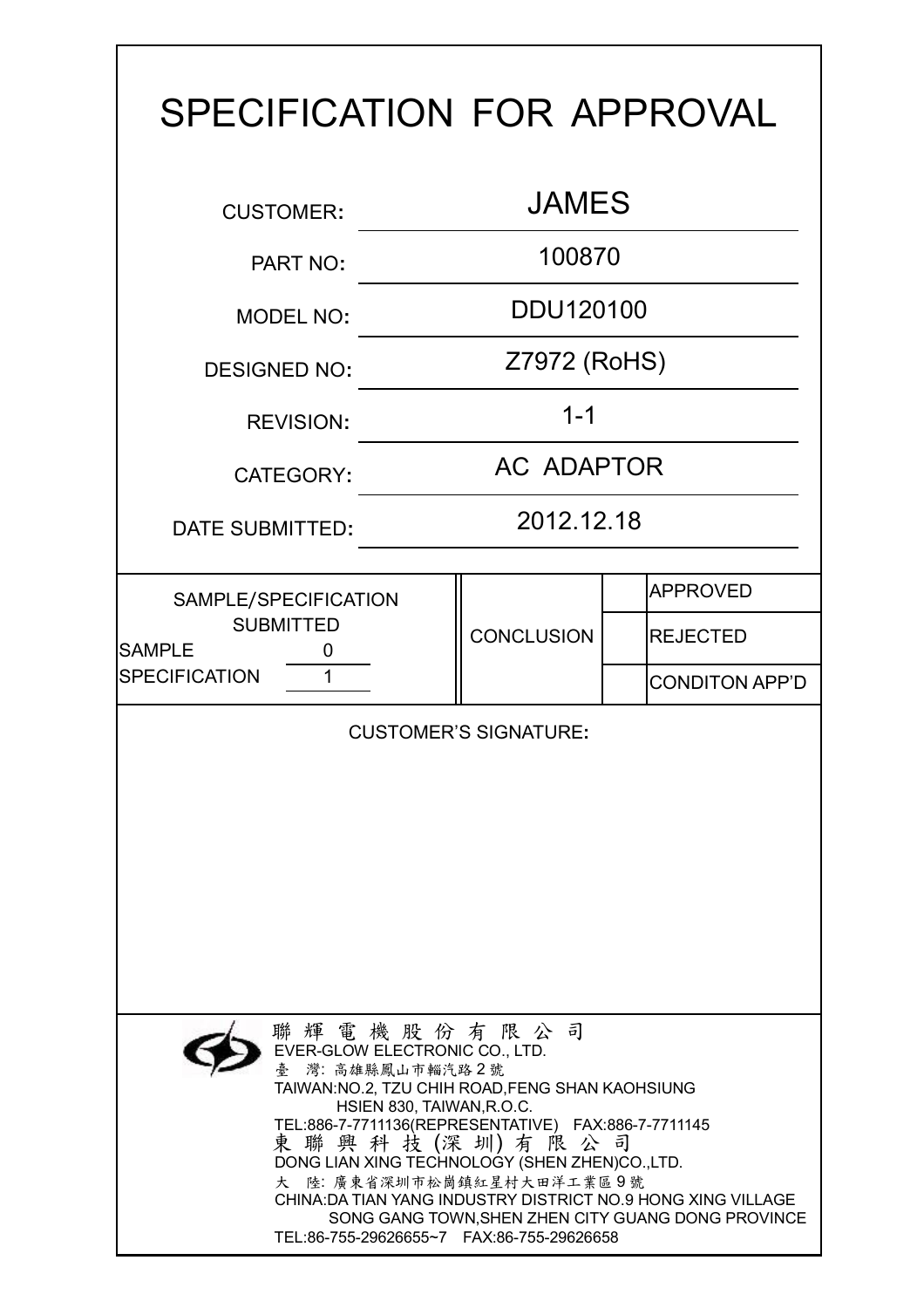# SPECIFICATION FOR APPROVAL

| | |
|---|---|
| CUSTOMER: | JAMES |
| PART NO: | 100870 |
| MODEL NO: | DDU120100 |
| DESIGNED NO: | Z7972 (RoHS) |
| REVISION: | 1-1 |
| CATEGORY: | AC ADAPTOR |
| DATE SUBMITTED: | 2012.12.18 |

| SAMPLE/SPECIFICATION SUBMITTED | | CONCLUSION | | |
|---|---|---|---|---|
| SAMPLE | 0 | | | APPROVED |
| SPECIFICATION | 1 | | | REJECTED |
| | | | | CONDITON APP'D |

CUSTOMER'S SIGNATURE:

聯 輝 電 機 股 份 有 限 公 司
EVER-GLOW ELECTRONIC CO., LTD.
臺 灣: 高雄縣鳳山市輜汽路 2 號
TAIWAN:NO.2, TZU CHIH ROAD,FENG SHAN KAOHSIUNG
HSIEN 830, TAIWAN,R.O.C.
TEL:886-7-7711136(REPRESENTATIVE) FAX:886-7-7711145
東 聯 興 科 技 (深 圳) 有 限 公 司
DONG LIAN XING TECHNOLOGY (SHEN ZHEN)CO.,LTD.
大 陸: 廣東省深圳市松崗鎮紅星村大田洋工業區 9 號
CHINA:DA TIAN YANG INDUSTRY DISTRICT NO.9 HONG XING VILLAGE
SONG GANG TOWN,SHEN ZHEN CITY GUANG DONG PROVINCE
TEL:86-755-29626655~7 FAX:86-755-29626658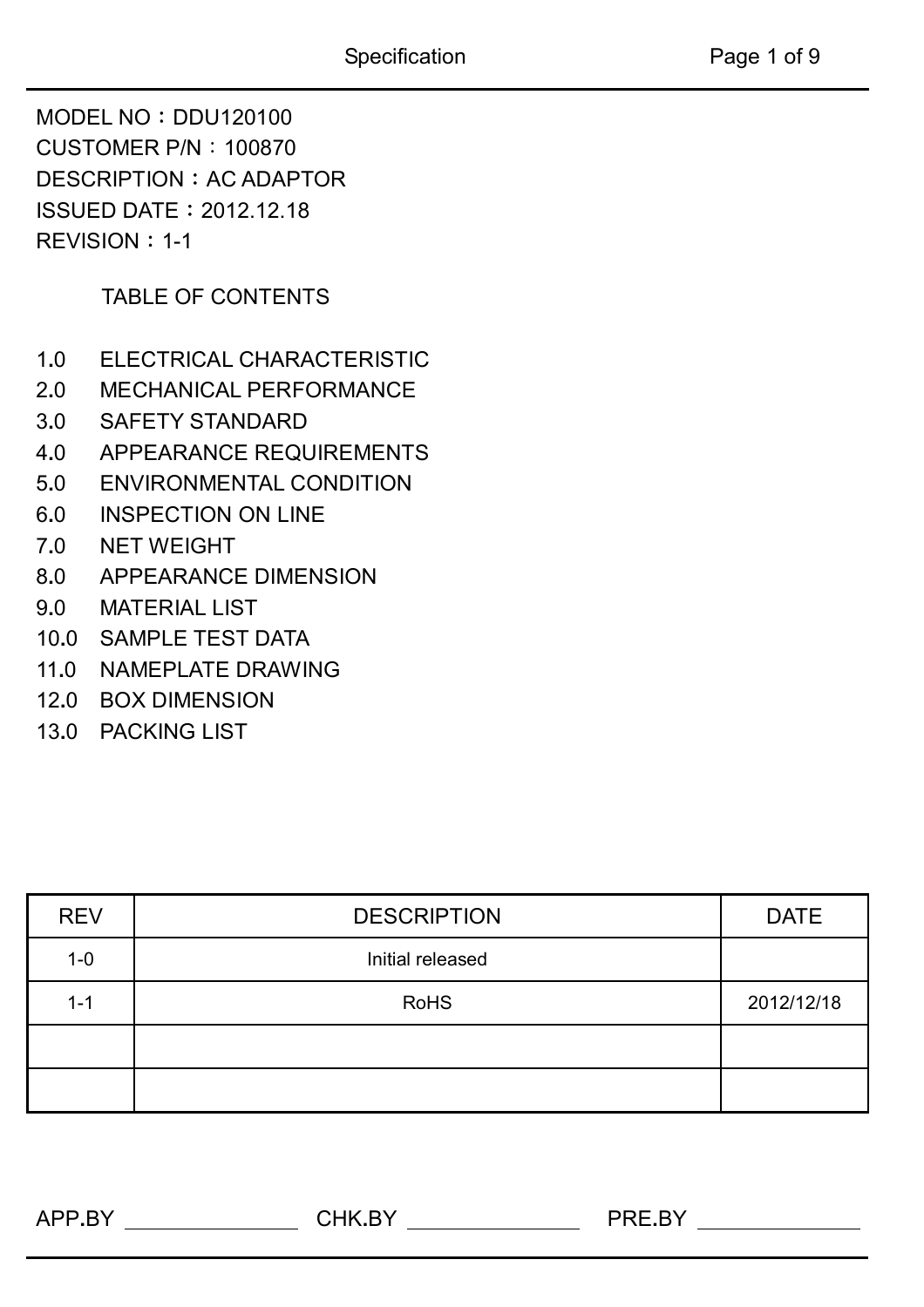MODEL NO：DDU120100
CUSTOMER P/N：100870
DESCRIPTION：AC ADAPTOR
ISSUED DATE：2012.12.18
REVISION：1-1

TABLE OF CONTENTS

1.0 ELECTRICAL CHARACTERISTIC
2.0 MECHANICAL PERFORMANCE
3.0 SAFETY STANDARD
4.0 APPEARANCE REQUIREMENTS
5.0 ENVIRONMENTAL CONDITION
6.0 INSPECTION ON LINE
7.0 NET WEIGHT
8.0 APPEARANCE DIMENSION
9.0 MATERIAL LIST
10.0 SAMPLE TEST DATA
11.0 NAMEPLATE DRAWING
12.0 BOX DIMENSION
13.0 PACKING LIST

| REV | DESCRIPTION | DATE |
|---|---|---|
| 1-0 | Initial released | |
| 1-1 | RoHS | 2012/12/18 |
| | | |
| | | |

APP.BY ____________ CHK.BY ____________ PRE.BY ____________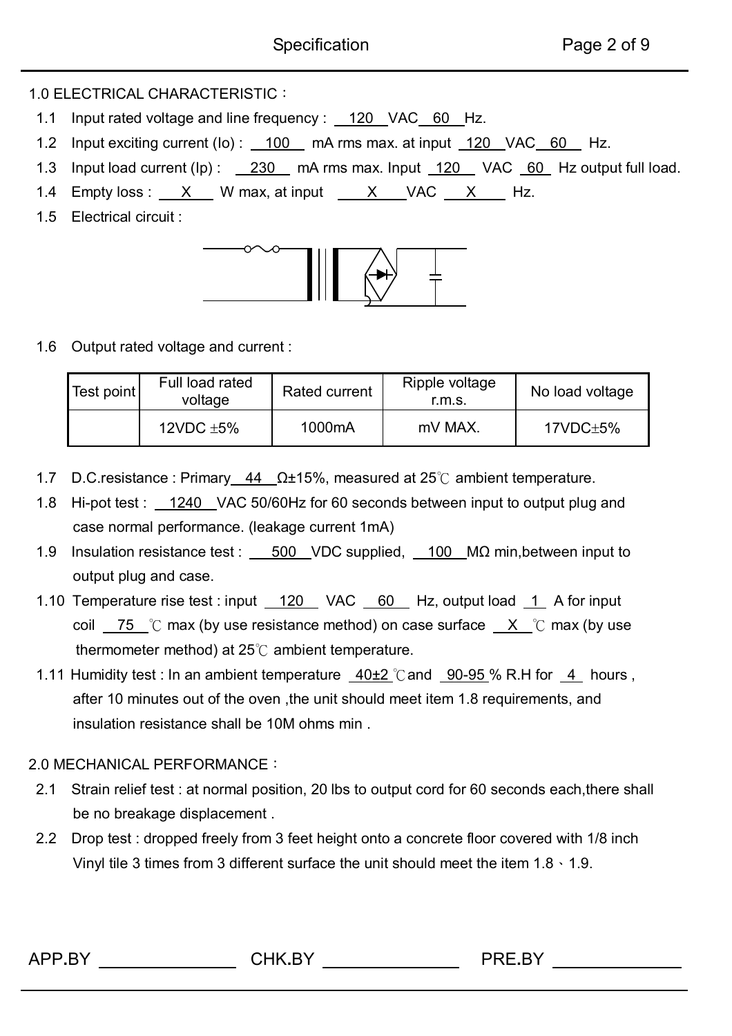## 1.0 ELECTRICAL CHARACTERISTIC：

1.1 Input rated voltage and line frequency : 120 VAC 60 Hz.

1.2 Input exciting current (Io) : 100 mA rms max. at input 120 VAC 60 Hz.

1.3 Input load current (Ip) : 230 mA rms max. Input 120 VAC 60 Hz output full load.

1.4 Empty loss : X W max, at input X VAC X Hz.

1.5 Electrical circuit :

1.6 Output rated voltage and current :

| Test point | Full load rated voltage | Rated current | Ripple voltage r.m.s. | No load voltage |
|---|---|---|---|---|
| | 12VDC ±5% | 1000mA | mV MAX. | 17VDC±5% |

1.7 D.C.resistance : Primary 44 Ω±15%, measured at 25℃ ambient temperature.

1.8 Hi-pot test : 1240 VAC 50/60Hz for 60 seconds between input to output plug and case normal performance. (leakage current 1mA)

1.9 Insulation resistance test : 500 VDC supplied, 100 MΩ min,between input to output plug and case.

1.10 Temperature rise test : input 120 VAC 60 Hz, output load 1 A for input coil 75 ℃ max (by use resistance method) on case surface X ℃ max (by use thermometer method) at 25℃ ambient temperature.

1.11 Humidity test : In an ambient temperature 40±2 ℃and 90-95 % R.H for 4 hours , after 10 minutes out of the oven ,the unit should meet item 1.8 requirements, and insulation resistance shall be 10M ohms min .

## 2.0 MECHANICAL PERFORMANCE：

2.1 Strain relief test : at normal position, 20 lbs to output cord for 60 seconds each,there shall be no breakage displacement .

2.2 Drop test : dropped freely from 3 feet height onto a concrete floor covered with 1/8 inch Vinyl tile 3 times from 3 different surface the unit should meet the item 1.8、1.9.

APP.BY ______________ CHK.BY ______________ PRE.BY ______________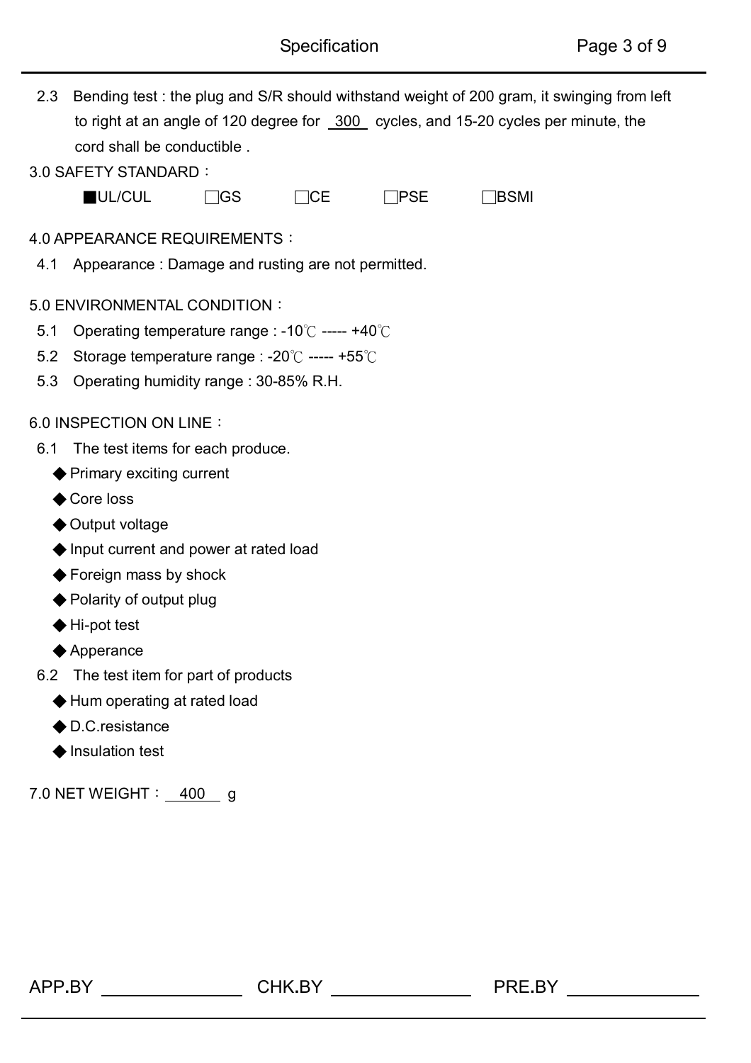2.3 Bending test : the plug and S/R should withstand weight of 200 gram, it swinging from left to right at an angle of 120 degree for 300 cycles, and 15-20 cycles per minute, the cord shall be conductible .

3.0 SAFETY STANDARD：

■UL/CUL □GS □CE □PSE □BSMI

4.0 APPEARANCE REQUIREMENTS：

4.1 Appearance : Damage and rusting are not permitted.

5.0 ENVIRONMENTAL CONDITION：

5.1 Operating temperature range : -10℃ ----- +40℃

5.2 Storage temperature range : -20℃ ----- +55℃

5.3 Operating humidity range : 30-85% R.H.

6.0 INSPECTION ON LINE：

6.1 The test items for each produce.

- ◆ Primary exciting current
- ◆ Core loss
- ◆ Output voltage
- ◆ Input current and power at rated load
- ◆ Foreign mass by shock
- ◆ Polarity of output plug
- ◆ Hi-pot test
- ◆ Apperance

6.2 The test item for part of products

- ◆ Hum operating at rated load
- ◆ D.C.resistance
- ◆ Insulation test

7.0 NET WEIGHT： 400 g

APP.BY ______________ CHK.BY ______________ PRE.BY ______________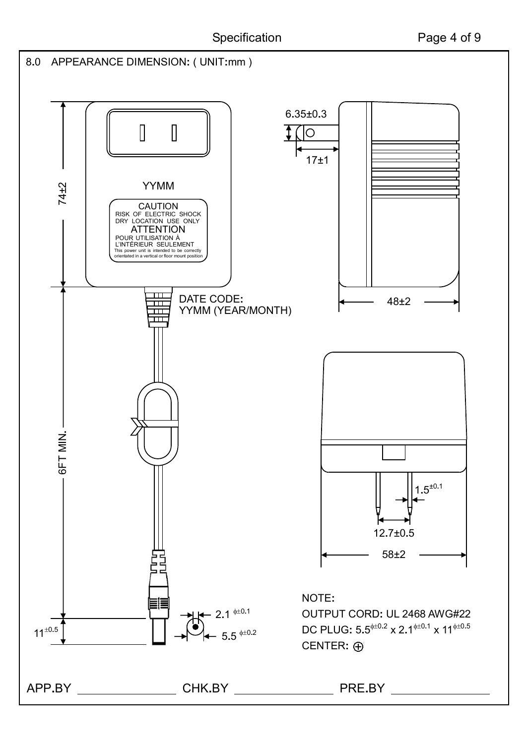## 8.0 APPEARANCE DIMENSION: ( UNIT:mm )

74±2

YYMM

CAUTION
RISK OF ELECTRIC SHOCK
DRY LOCATION USE ONLY
ATTENTION
POUR UTILISATION À
L'INTÉRIEUR SEULEMENT
This power unit is intended to be correctly orientated in a vertical or floor mount position

DATE CODE:
YYMM (YEAR/MONTH)

6FT MIN.

$11^{\pm 0.5}$

$2.1^{\phi \pm 0.1}$

$5.5^{\phi \pm 0.2}$

6.35±0.3

17±1

48±2

$1.5^{\pm 0.1}$

12.7±0.5

58±2

NOTE:

OUTPUT CORD: UL 2468 AWG#22

DC PLUG: $5.5^{\phi \pm 0.2}$ x $2.1^{\phi \pm 0.1}$ x $11^{\phi \pm 0.5}$

CENTER: ⊕

APP.BY ______________ CHK.BY ______________ PRE.BY ______________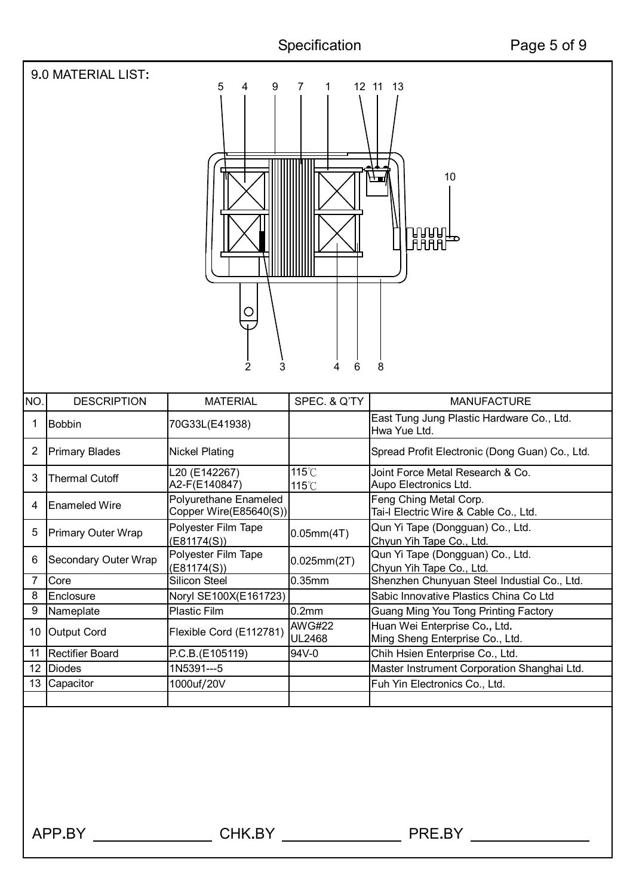## 9.0 MATERIAL LIST:

| NO. | DESCRIPTION | MATERIAL | SPEC. & Q'TY | MANUFACTURE |
|---|---|---|---|---|
| 1 | Bobbin | 70G33L(E41938) | | East Tung Jung Plastic Hardware Co., Ltd.<br>Hwa Yue Ltd. |
| 2 | Primary Blades | Nickel Plating | | Spread Profit Electronic (Dong Guan) Co., Ltd. |
| 3 | Thermal Cutoff | L20 (E142267)<br>A2-F(E140847) | 115℃<br>115℃ | Joint Force Metal Research & Co.<br>Aupo Electronics Ltd. |
| 4 | Enameled Wire | Polyurethane Enameled Copper Wire(E85640(S)) | | Feng Ching Metal Corp.<br>Tai-I Electric Wire & Cable Co., Ltd. |
| 5 | Primary Outer Wrap | Polyester Film Tape (E81174(S)) | 0.05mm(4T) | Qun Yi Tape (Dongguan) Co., Ltd.<br>Chyun Yih Tape Co., Ltd. |
| 6 | Secondary Outer Wrap | Polyester Film Tape (E81174(S)) | 0.025mm(2T) | Qun Yi Tape (Dongguan) Co., Ltd.<br>Chyun Yih Tape Co., Ltd. |
| 7 | Core | Silicon Steel | 0.35mm | Shenzhen Chunyuan Steel Industial Co., Ltd. |
| 8 | Enclosure | Noryl SE100X(E161723) | | Sabic Innovative Plastics China Co Ltd |
| 9 | Nameplate | Plastic Film | 0.2mm | Guang Ming You Tong Printing Factory |
| 10 | Output Cord | Flexible Cord (E112781) | AWG#22<br>UL2468 | Huan Wei Enterprise Co., Ltd.<br>Ming Sheng Enterprise Co., Ltd. |
| 11 | Rectifier Board | P.C.B.(E105119) | 94V-0 | Chih Hsien Enterprise Co., Ltd. |
| 12 | Diodes | 1N5391---5 | | Master Instrument Corporation Shanghai Ltd. |
| 13 | Capacitor | 1000uf/20V | | Fuh Yin Electronics Co., Ltd. |
| | | | | |

APP.BY ______________ CHK.BY ______________ PRE.BY ______________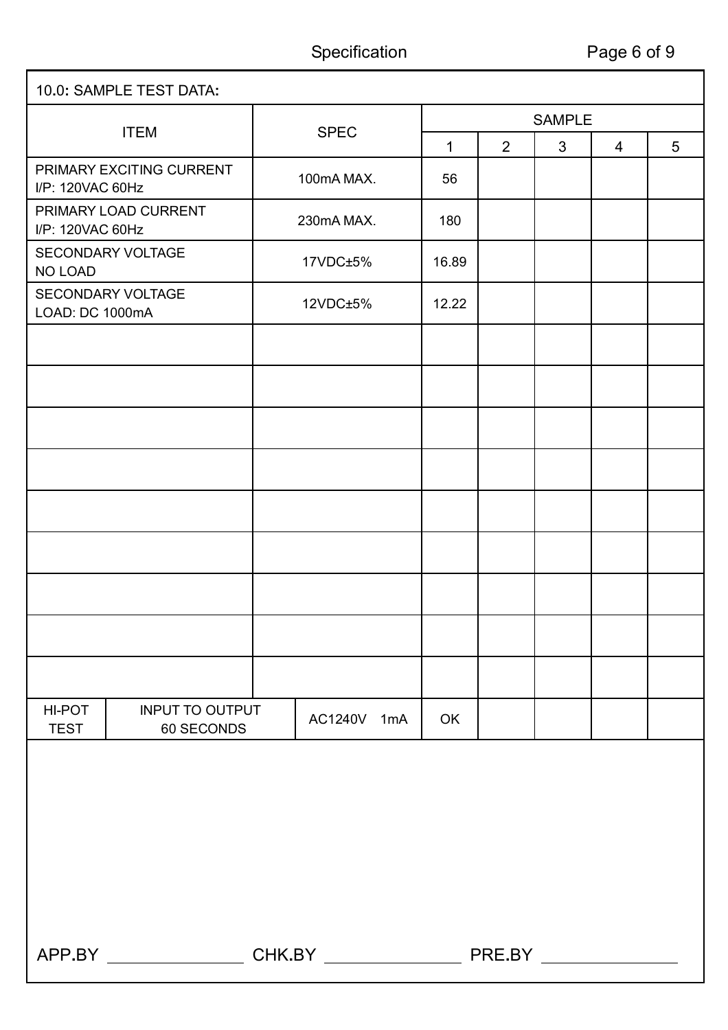## 10.0: SAMPLE TEST DATA:

| ITEM | SPEC | SAMPLE | | | | |
|---|---|---|---|---|---|---|
| | | 1 | 2 | 3 | 4 | 5 |
| PRIMARY EXCITING CURRENT I/P: 120VAC 60Hz | 100mA MAX. | 56 | | | | |
| PRIMARY LOAD CURRENT I/P: 120VAC 60Hz | 230mA MAX. | 180 | | | | |
| SECONDARY VOLTAGE NO LOAD | 17VDC±5% | 16.89 | | | | |
| SECONDARY VOLTAGE LOAD: DC 1000mA | 12VDC±5% | 12.22 | | | | |
| | | | | | | |
| | | | | | | |
| | | | | | | |
| | | | | | | |
| | | | | | | |
| | | | | | | |
| | | | | | | |
| | | | | | | |
| | | | | | | |
| HI-POT TEST — INPUT TO OUTPUT 60 SECONDS | AC1240V 1mA | OK | | | | |

APP.BY ______________ CHK.BY ______________ PRE.BY ______________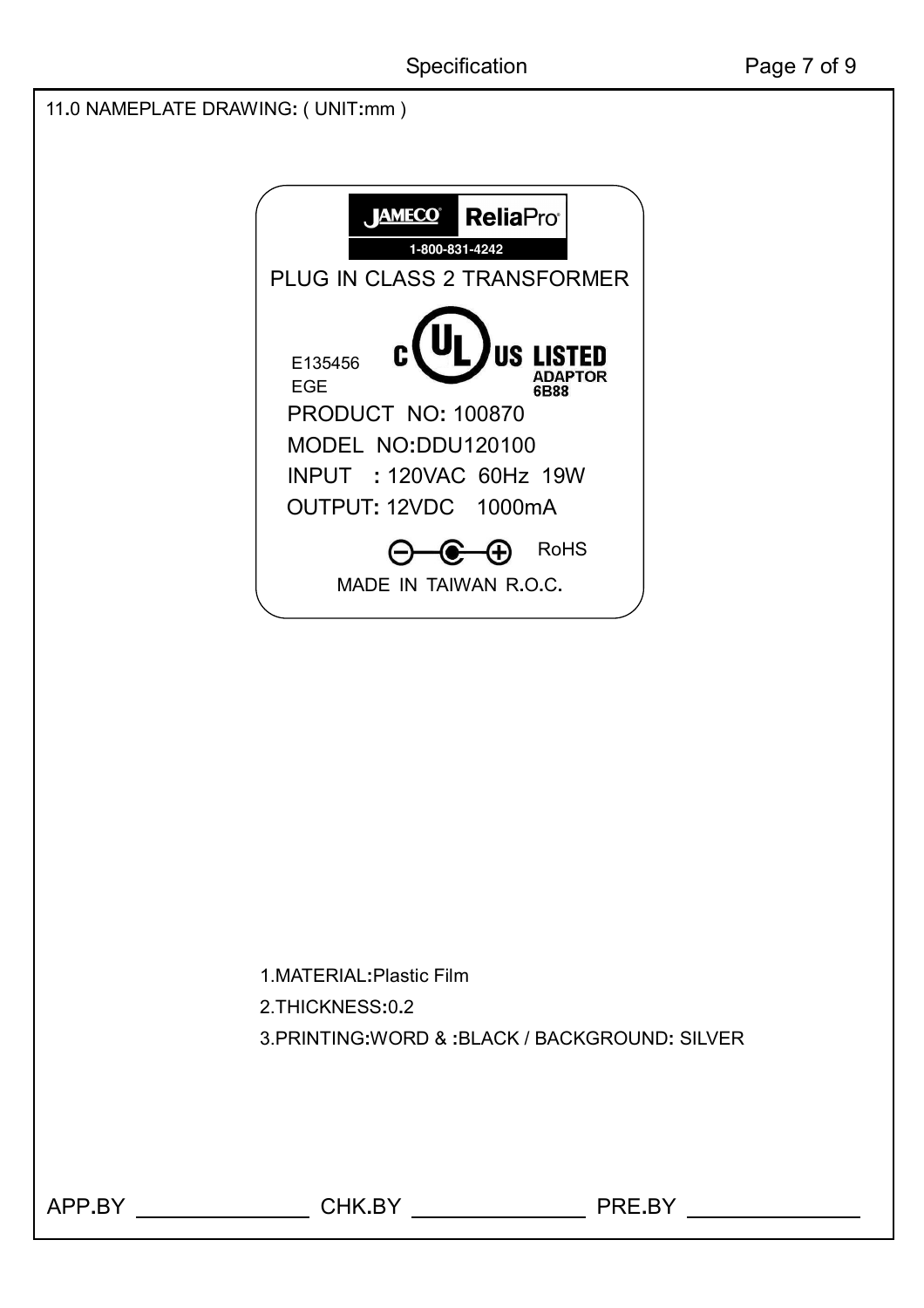## 11.0 NAMEPLATE DRAWING: ( UNIT:mm )

JAMECO ReliaPro

1-800-831-4242

PLUG IN CLASS 2 TRANSFORMER

E135456

EGE

c UL US LISTED

ADAPTOR

6B88

PRODUCT NO: 100870

MODEL NO:DDU120100

INPUT : 120VAC 60Hz 19W

OUTPUT: 12VDC 1000mA

⊖—◐—⊕ RoHS

MADE IN TAIWAN R.O.C.

1. MATERIAL:Plastic Film
2. THICKNESS:0.2
3. PRINTING:WORD & :BLACK / BACKGROUND: SILVER

APP.BY ____________ CHK.BY ____________ PRE.BY ____________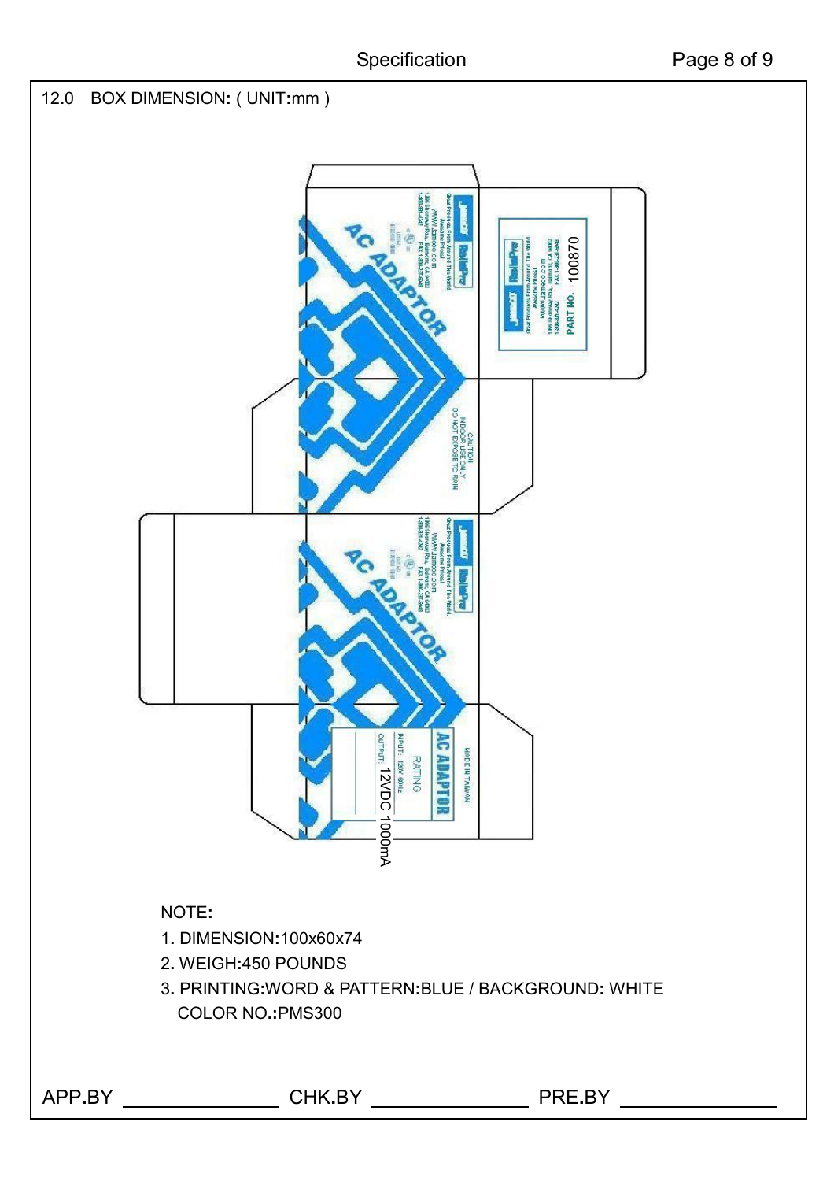## 12.0 BOX DIMENSION: ( UNIT:mm )

AC ADAPTOR

PART NO. 100870

CAUTION
INDOOR USE ONLY
DO NOT EXPOSE TO RAIN

AC ADAPTOR

AC ADAPTOR

MADE IN TAIWAN

RATING

INPUT: 120V 60Hz

OUTPUT: 12VDC 1000mA

NOTE:

1. DIMENSION:100x60x74
2. WEIGH:450 POUNDS
3. PRINTING:WORD & PATTERN:BLUE / BACKGROUND: WHITE
   COLOR NO.:PMS300

APP.BY ______________ CHK.BY ______________ PRE.BY ______________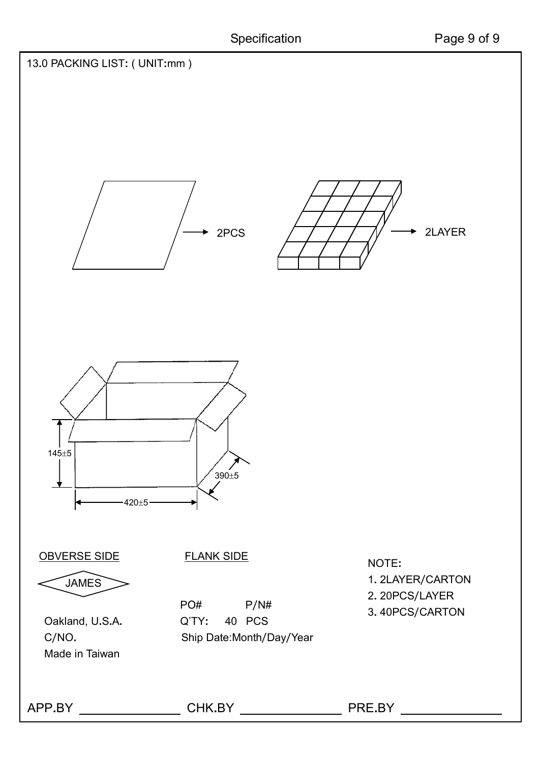## 13.0 PACKING LIST: ( UNIT:mm )

2PCS

2LAYER

145±5

390±5

420±5

OBVERSE SIDE

JAMES

Oakland, U.S.A.
C/NO.
Made in Taiwan

FLANK SIDE

PO# P/N#
Q'TY: 40 PCS
Ship Date:Month/Day/Year

NOTE:
1. 2LAYER/CARTON
2. 20PCS/LAYER
3. 40PCS/CARTON

APP.BY ______________ CHK.BY ______________ PRE.BY ______________